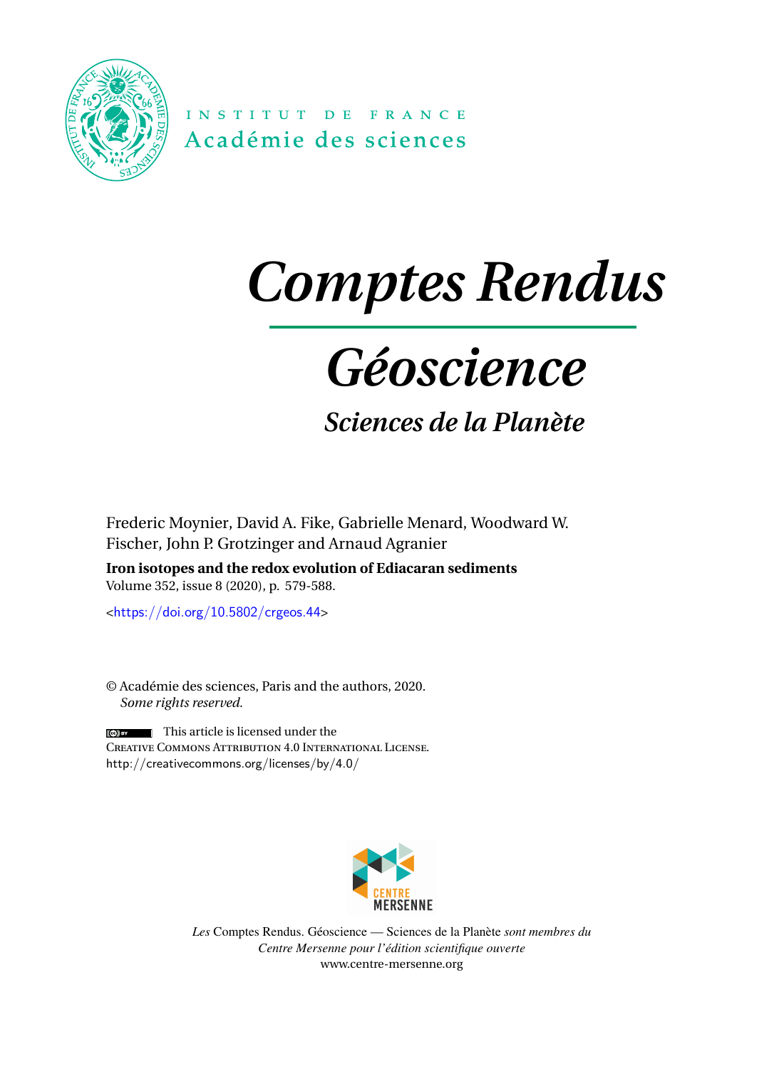INSTITUT DE FRANCE
Académie des sciences

# *Comptes Rendus*

# *Géoscience*

## *Sciences de la Planète*

Frederic Moynier, David A. Fike, Gabrielle Menard, Woodward W. Fischer, John P. Grotzinger and Arnaud Agranier

**Iron isotopes and the redox evolution of Ediacaran sediments**

Volume 352, issue 8 (2020), p. 579-588.

<https://doi.org/10.5802/crgeos.44>

© Académie des sciences, Paris and the authors, 2020.
*Some rights reserved.*

This article is licensed under the
Creative Commons Attribution 4.0 International License.
http://creativecommons.org/licenses/by/4.0/

CENTRE MERSENNE

*Les* Comptes Rendus. Géoscience — Sciences de la Planète *sont membres du Centre Mersenne pour l'édition scientifique ouverte*
www.centre-mersenne.org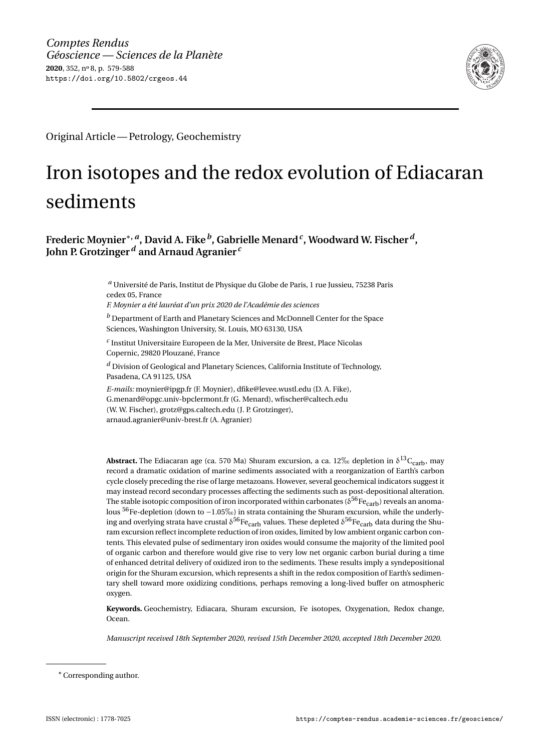*Comptes Rendus*
*Géoscience — Sciences de la Planète*
**2020**, 352, n° 8, p. 579-588
https://doi.org/10.5802/crgeos.44

Original Article — Petrology, Geochemistry

# Iron isotopes and the redox evolution of Ediacaran sediments

**Frederic Moynier**[\*, a], **David A. Fike**[b], **Gabrielle Menard**[c], **Woodward W. Fischer**[d], **John P. Grotzinger**[d] **and Arnaud Agranier**[c]

[a] Université de Paris, Institut de Physique du Globe de Paris, 1 rue Jussieu, 75238 Paris cedex 05, France
*F. Moynier a été lauréat d'un prix 2020 de l'Académie des sciences*

[b] Department of Earth and Planetary Sciences and McDonnell Center for the Space Sciences, Washington University, St. Louis, MO 63130, USA

[c] Institut Universitaire Europeen de la Mer, Universite de Brest, Place Nicolas Copernic, 29820 Plouzané, France

[d] Division of Geological and Planetary Sciences, California Institute of Technology, Pasadena, CA 91125, USA

*E-mails:* moynier@ipgp.fr (F. Moynier), dfike@levee.wustl.edu (D. A. Fike), G.menard@opgc.univ-bpclermont.fr (G. Menard), wfischer@caltech.edu (W. W. Fischer), grotz@gps.caltech.edu (J. P. Grotzinger), arnaud.agranier@univ-brest.fr (A. Agranier)

**Abstract.** The Ediacaran age (ca. 570 Ma) Shuram excursion, a ca. 12‰ depletion in $\delta^{13}C_{carb}$, may record a dramatic oxidation of marine sediments associated with a reorganization of Earth's carbon cycle closely preceding the rise of large metazoans. However, several geochemical indicators suggest it may instead record secondary processes affecting the sediments such as post-depositional alteration. The stable isotopic composition of iron incorporated within carbonates ($\delta^{56}Fe_{carb}$) reveals an anomalous $^{56}Fe$-depletion (down to −1.05‰) in strata containing the Shuram excursion, while the underlying and overlying strata have crustal $\delta^{56}Fe_{carb}$ values. These depleted $\delta^{56}Fe_{carb}$ data during the Shuram excursion reflect incomplete reduction of iron oxides, limited by low ambient organic carbon contents. This elevated pulse of sedimentary iron oxides would consume the majority of the limited pool of organic carbon and therefore would give rise to very low net organic carbon burial during a time of enhanced detrital delivery of oxidized iron to the sediments. These results imply a syndepositional origin for the Shuram excursion, which represents a shift in the redox composition of Earth's sedimentary shell toward more oxidizing conditions, perhaps removing a long-lived buffer on atmospheric oxygen.

**Keywords.** Geochemistry, Ediacara, Shuram excursion, Fe isotopes, Oxygenation, Redox change, Ocean.

*Manuscript received 18th September 2020, revised 15th December 2020, accepted 18th December 2020.*

\* Corresponding author.

ISSN (electronic) : 1778-7025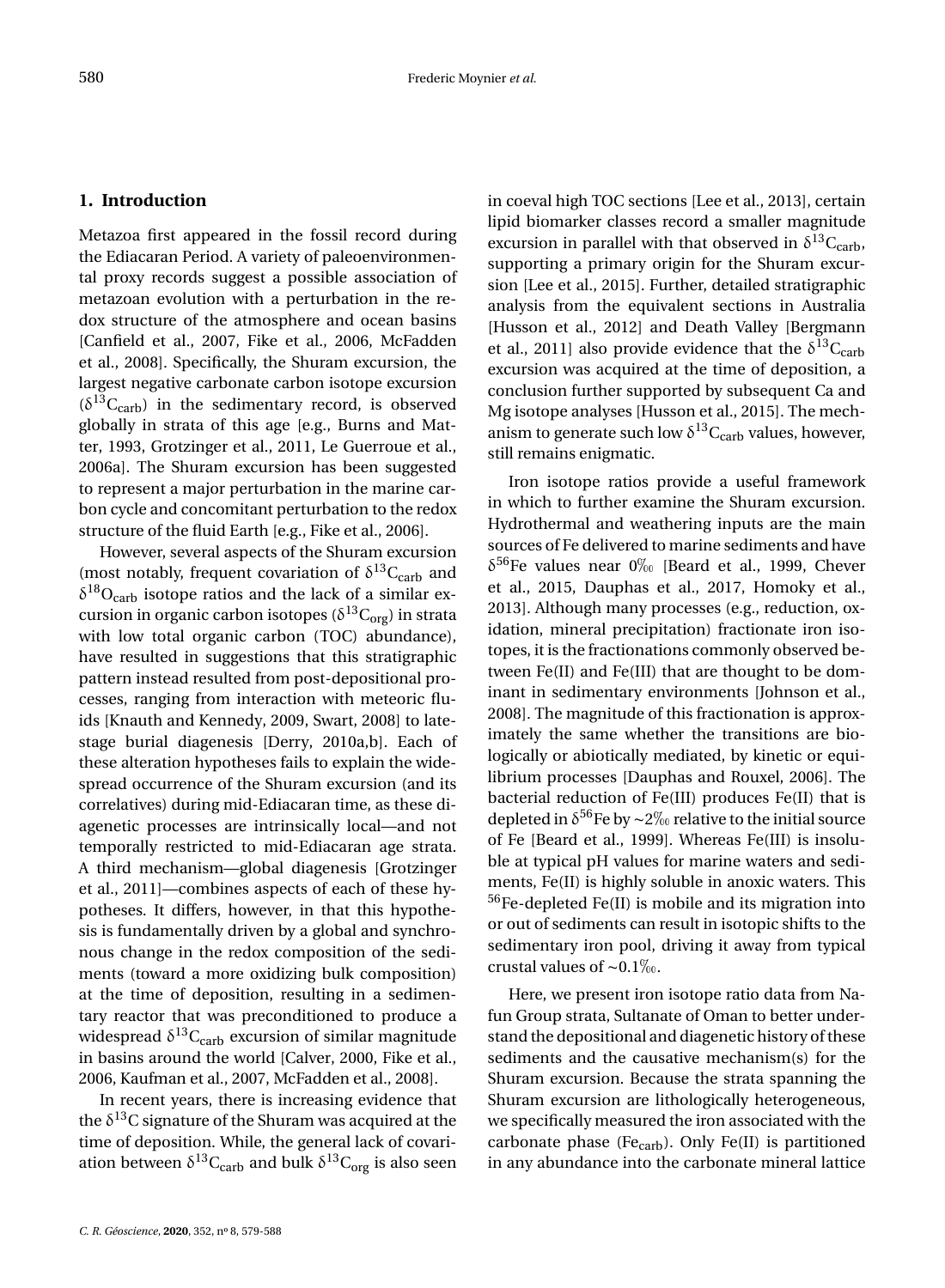## 1. Introduction

Metazoa first appeared in the fossil record during the Ediacaran Period. A variety of paleoenvironmental proxy records suggest a possible association of metazoan evolution with a perturbation in the redox structure of the atmosphere and ocean basins [Canfield et al., 2007, Fike et al., 2006, McFadden et al., 2008]. Specifically, the Shuram excursion, the largest negative carbonate carbon isotope excursion ($\delta^{13}C_{carb}$) in the sedimentary record, is observed globally in strata of this age [e.g., Burns and Matter, 1993, Grotzinger et al., 2011, Le Guerroue et al., 2006a]. The Shuram excursion has been suggested to represent a major perturbation in the marine carbon cycle and concomitant perturbation to the redox structure of the fluid Earth [e.g., Fike et al., 2006].

However, several aspects of the Shuram excursion (most notably, frequent covariation of $\delta^{13}C_{carb}$ and $\delta^{18}O_{carb}$ isotope ratios and the lack of a similar excursion in organic carbon isotopes ($\delta^{13}C_{org}$) in strata with low total organic carbon (TOC) abundance), have resulted in suggestions that this stratigraphic pattern instead resulted from post-depositional processes, ranging from interaction with meteoric fluids [Knauth and Kennedy, 2009, Swart, 2008] to late-stage burial diagenesis [Derry, 2010a,b]. Each of these alteration hypotheses fails to explain the widespread occurrence of the Shuram excursion (and its correlatives) during mid-Ediacaran time, as these diagenetic processes are intrinsically local—and not temporally restricted to mid-Ediacaran age strata. A third mechanism—global diagenesis [Grotzinger et al., 2011]—combines aspects of each of these hypotheses. It differs, however, in that this hypothesis is fundamentally driven by a global and synchronous change in the redox composition of the sediments (toward a more oxidizing bulk composition) at the time of deposition, resulting in a sedimentary reactor that was preconditioned to produce a widespread $\delta^{13}C_{carb}$ excursion of similar magnitude in basins around the world [Calver, 2000, Fike et al., 2006, Kaufman et al., 2007, McFadden et al., 2008].

In recent years, there is increasing evidence that the $\delta^{13}C$ signature of the Shuram was acquired at the time of deposition. While, the general lack of covariation between $\delta^{13}C_{carb}$ and bulk $\delta^{13}C_{org}$ is also seen in coeval high TOC sections [Lee et al., 2013], certain lipid biomarker classes record a smaller magnitude excursion in parallel with that observed in $\delta^{13}C_{carb}$, supporting a primary origin for the Shuram excursion [Lee et al., 2015]. Further, detailed stratigraphic analysis from the equivalent sections in Australia [Husson et al., 2012] and Death Valley [Bergmann et al., 2011] also provide evidence that the $\delta^{13}C_{carb}$ excursion was acquired at the time of deposition, a conclusion further supported by subsequent Ca and Mg isotope analyses [Husson et al., 2015]. The mechanism to generate such low $\delta^{13}C_{carb}$ values, however, still remains enigmatic.

Iron isotope ratios provide a useful framework in which to further examine the Shuram excursion. Hydrothermal and weathering inputs are the main sources of Fe delivered to marine sediments and have $\delta^{56}Fe$ values near 0‰ [Beard et al., 1999, Chever et al., 2015, Dauphas et al., 2017, Homoky et al., 2013]. Although many processes (e.g., reduction, oxidation, mineral precipitation) fractionate iron isotopes, it is the fractionations commonly observed between Fe(II) and Fe(III) that are thought to be dominant in sedimentary environments [Johnson et al., 2008]. The magnitude of this fractionation is approximately the same whether the transitions are biologically or abiotically mediated, by kinetic or equilibrium processes [Dauphas and Rouxel, 2006]. The bacterial reduction of Fe(III) produces Fe(II) that is depleted in $\delta^{56}Fe$ by ~2‰ relative to the initial source of Fe [Beard et al., 1999]. Whereas Fe(III) is insoluble at typical pH values for marine waters and sediments, Fe(II) is highly soluble in anoxic waters. This $^{56}Fe$-depleted Fe(II) is mobile and its migration into or out of sediments can result in isotopic shifts to the sedimentary iron pool, driving it away from typical crustal values of ~0.1‰.

Here, we present iron isotope ratio data from Nafun Group strata, Sultanate of Oman to better understand the depositional and diagenetic history of these sediments and the causative mechanism(s) for the Shuram excursion. Because the strata spanning the Shuram excursion are lithologically heterogeneous, we specifically measured the iron associated with the carbonate phase ($Fe_{carb}$). Only Fe(II) is partitioned in any abundance into the carbonate mineral lattice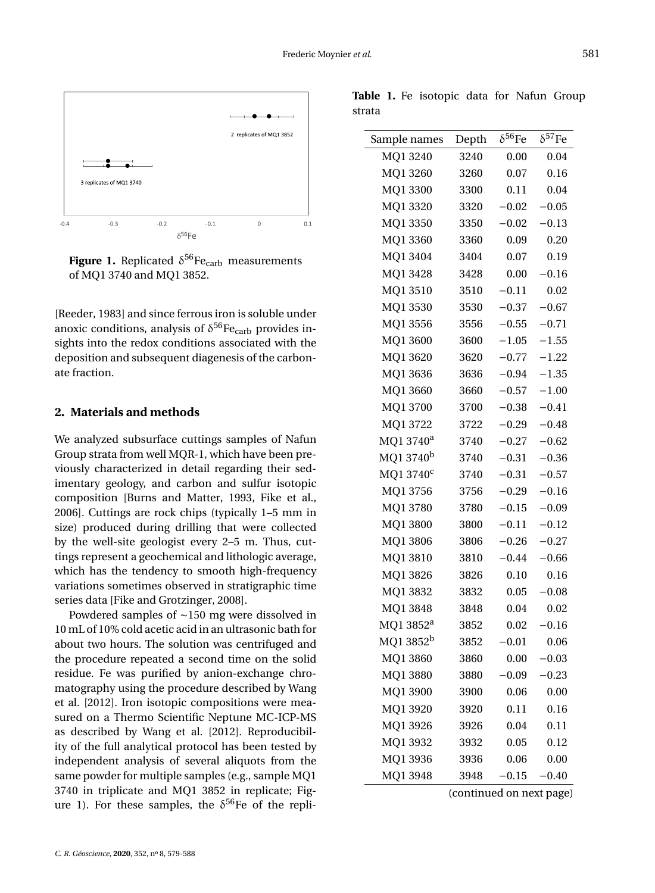Figure 1. Replicated $\delta^{56}Fe_{carb}$ measurements of MQ1 3740 and MQ1 3852.

[Reeder, 1983] and since ferrous iron is soluble under anoxic conditions, analysis of $\delta^{56}Fe_{carb}$ provides insights into the redox conditions associated with the deposition and subsequent diagenesis of the carbonate fraction.

## 2. Materials and methods

We analyzed subsurface cuttings samples of Nafun Group strata from well MQR-1, which have been previously characterized in detail regarding their sedimentary geology, and carbon and sulfur isotopic composition [Burns and Matter, 1993, Fike et al., 2006]. Cuttings are rock chips (typically 1–5 mm in size) produced during drilling that were collected by the well-site geologist every 2–5 m. Thus, cuttings represent a geochemical and lithologic average, which has the tendency to smooth high-frequency variations sometimes observed in stratigraphic time series data [Fike and Grotzinger, 2008].

Powdered samples of ~150 mg were dissolved in 10 mL of 10% cold acetic acid in an ultrasonic bath for about two hours. The solution was centrifuged and the procedure repeated a second time on the solid residue. Fe was purified by anion-exchange chromatography using the procedure described by Wang et al. [2012]. Iron isotopic compositions were measured on a Thermo Scientific Neptune MC-ICP-MS as described by Wang et al. [2012]. Reproducibility of the full analytical protocol has been tested by independent analysis of several aliquots from the same powder for multiple samples (e.g., sample MQ1 3740 in triplicate and MQ1 3852 in replicate; Figure 1). For these samples, the $\delta^{56}$Fe of the repli-

**Table 1.** Fe isotopic data for Nafun Group strata

| Sample names | Depth | $\delta^{56}$Fe | $\delta^{57}$Fe |
|---|---|---|---|
| MQ1 3240 | 3240 | 0.00 | 0.04 |
| MQ1 3260 | 3260 | 0.07 | 0.16 |
| MQ1 3300 | 3300 | 0.11 | 0.04 |
| MQ1 3320 | 3320 | −0.02 | −0.05 |
| MQ1 3350 | 3350 | −0.02 | −0.13 |
| MQ1 3360 | 3360 | 0.09 | 0.20 |
| MQ1 3404 | 3404 | 0.07 | 0.19 |
| MQ1 3428 | 3428 | 0.00 | −0.16 |
| MQ1 3510 | 3510 | −0.11 | 0.02 |
| MQ1 3530 | 3530 | −0.37 | −0.67 |
| MQ1 3556 | 3556 | −0.55 | −0.71 |
| MQ1 3600 | 3600 | −1.05 | −1.55 |
| MQ1 3620 | 3620 | −0.77 | −1.22 |
| MQ1 3636 | 3636 | −0.94 | −1.35 |
| MQ1 3660 | 3660 | −0.57 | −1.00 |
| MQ1 3700 | 3700 | −0.38 | −0.41 |
| MQ1 3722 | 3722 | −0.29 | −0.48 |
| MQ1 3740[a] | 3740 | −0.27 | −0.62 |
| MQ1 3740[b] | 3740 | −0.31 | −0.36 |
| MQ1 3740[c] | 3740 | −0.31 | −0.57 |
| MQ1 3756 | 3756 | −0.29 | −0.16 |
| MQ1 3780 | 3780 | −0.15 | −0.09 |
| MQ1 3800 | 3800 | −0.11 | −0.12 |
| MQ1 3806 | 3806 | −0.26 | −0.27 |
| MQ1 3810 | 3810 | −0.44 | −0.66 |
| MQ1 3826 | 3826 | 0.10 | 0.16 |
| MQ1 3832 | 3832 | 0.05 | −0.08 |
| MQ1 3848 | 3848 | 0.04 | 0.02 |
| MQ1 3852[a] | 3852 | 0.02 | −0.16 |
| MQ1 3852[b] | 3852 | −0.01 | 0.06 |
| MQ1 3860 | 3860 | 0.00 | −0.03 |
| MQ1 3880 | 3880 | −0.09 | −0.23 |
| MQ1 3900 | 3900 | 0.06 | 0.00 |
| MQ1 3920 | 3920 | 0.11 | 0.16 |
| MQ1 3926 | 3926 | 0.04 | 0.11 |
| MQ1 3932 | 3932 | 0.05 | 0.12 |
| MQ1 3936 | 3936 | 0.06 | 0.00 |
| MQ1 3948 | 3948 | −0.15 | −0.40 |

(continued on next page)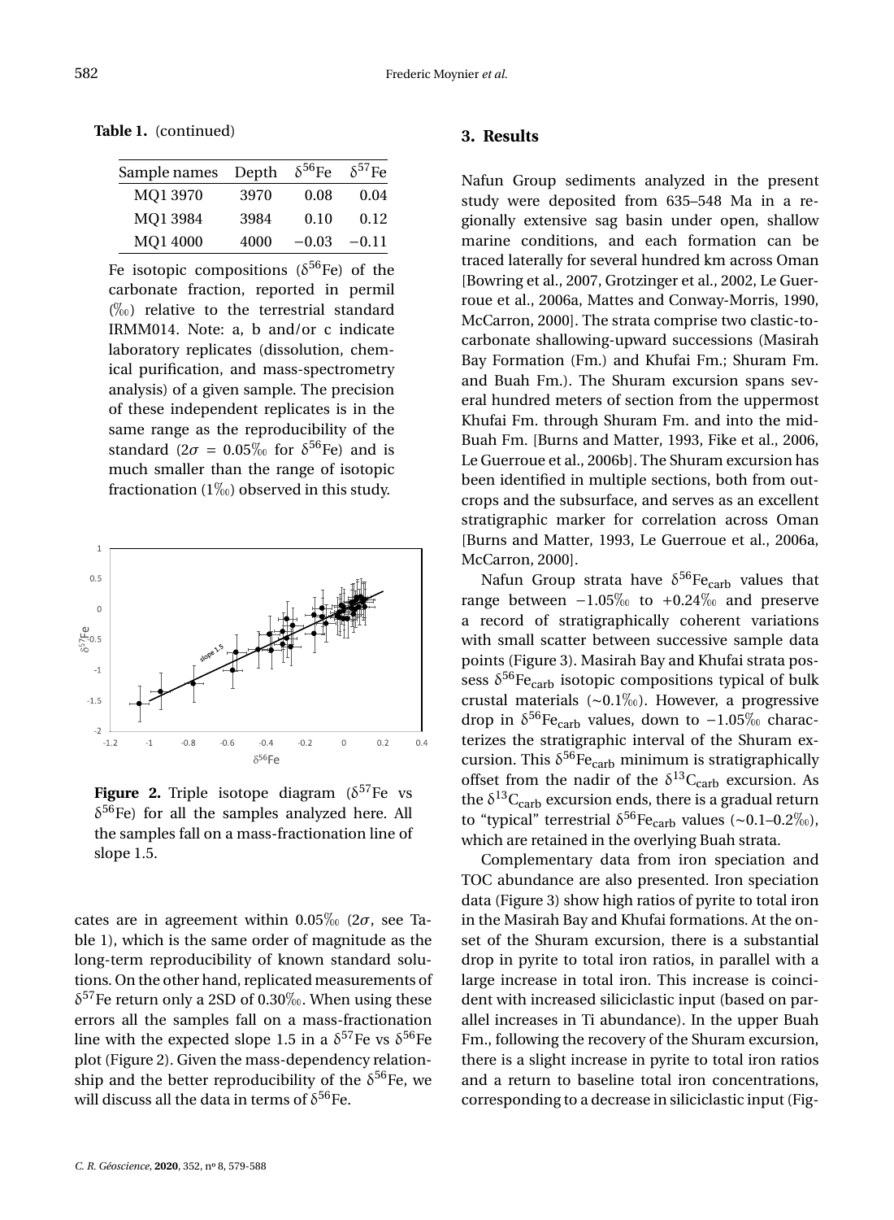**Table 1.** (continued)

| Sample names | Depth | $\delta^{56}$Fe | $\delta^{57}$Fe |
|---|---|---|---|
| MQ1 3970 | 3970 | 0.08 | 0.04 |
| MQ1 3984 | 3984 | 0.10 | 0.12 |
| MQ1 4000 | 4000 | −0.03 | −0.11 |

Fe isotopic compositions ($\delta^{56}$Fe) of the carbonate fraction, reported in permil (‰) relative to the terrestrial standard IRMM014. Note: a, b and/or c indicate laboratory replicates (dissolution, chemical purification, and mass-spectrometry analysis) of a given sample. The precision of these independent replicates is in the same range as the reproducibility of the standard ($2\sigma$ = 0.05‰ for $\delta^{56}$Fe) and is much smaller than the range of isotopic fractionation (1‰) observed in this study.

**Figure 2.** Triple isotope diagram ($\delta^{57}$Fe vs $\delta^{56}$Fe) for all the samples analyzed here. All the samples fall on a mass-fractionation line of slope 1.5.

cates are in agreement within 0.05‰ ($2\sigma$, see Table 1), which is the same order of magnitude as the long-term reproducibility of known standard solutions. On the other hand, replicated measurements of $\delta^{57}$Fe return only a 2SD of 0.30‰. When using these errors all the samples fall on a mass-fractionation line with the expected slope 1.5 in a $\delta^{57}$Fe vs $\delta^{56}$Fe plot (Figure 2). Given the mass-dependency relationship and the better reproducibility of the $\delta^{56}$Fe, we will discuss all the data in terms of $\delta^{56}$Fe.

## 3. Results

Nafun Group sediments analyzed in the present study were deposited from 635–548 Ma in a regionally extensive sag basin under open, shallow marine conditions, and each formation can be traced laterally for several hundred km across Oman [Bowring et al., 2007, Grotzinger et al., 2002, Le Guerroue et al., 2006a, Mattes and Conway-Morris, 1990, McCarron, 2000]. The strata comprise two clastic-to-carbonate shallowing-upward successions (Masirah Bay Formation (Fm.) and Khufai Fm.; Shuram Fm. and Buah Fm.). The Shuram excursion spans several hundred meters of section from the uppermost Khufai Fm. through Shuram Fm. and into the mid-Buah Fm. [Burns and Matter, 1993, Fike et al., 2006, Le Guerroue et al., 2006b]. The Shuram excursion has been identified in multiple sections, both from outcrops and the subsurface, and serves as an excellent stratigraphic marker for correlation across Oman [Burns and Matter, 1993, Le Guerroue et al., 2006a, McCarron, 2000].

Nafun Group strata have $\delta^{56}Fe_{carb}$ values that range between −1.05‰ to +0.24‰ and preserve a record of stratigraphically coherent variations with small scatter between successive sample data points (Figure 3). Masirah Bay and Khufai strata possess $\delta^{56}Fe_{carb}$ isotopic compositions typical of bulk crustal materials (~0.1‰). However, a progressive drop in $\delta^{56}Fe_{carb}$ values, down to −1.05‰ characterizes the stratigraphic interval of the Shuram excursion. This $\delta^{56}Fe_{carb}$ minimum is stratigraphically offset from the nadir of the $\delta^{13}C_{carb}$ excursion. As the $\delta^{13}C_{carb}$ excursion ends, there is a gradual return to "typical" terrestrial $\delta^{56}Fe_{carb}$ values (~0.1–0.2‰), which are retained in the overlying Buah strata.

Complementary data from iron speciation and TOC abundance are also presented. Iron speciation data (Figure 3) show high ratios of pyrite to total iron in the Masirah Bay and Khufai formations. At the onset of the Shuram excursion, there is a substantial drop in pyrite to total iron ratios, in parallel with a large increase in total iron. This increase is coincident with increased siliciclastic input (based on parallel increases in Ti abundance). In the upper Buah Fm., following the recovery of the Shuram excursion, there is a slight increase in pyrite to total iron ratios and a return to baseline total iron concentrations, corresponding to a decrease in siliciclastic input (Fig-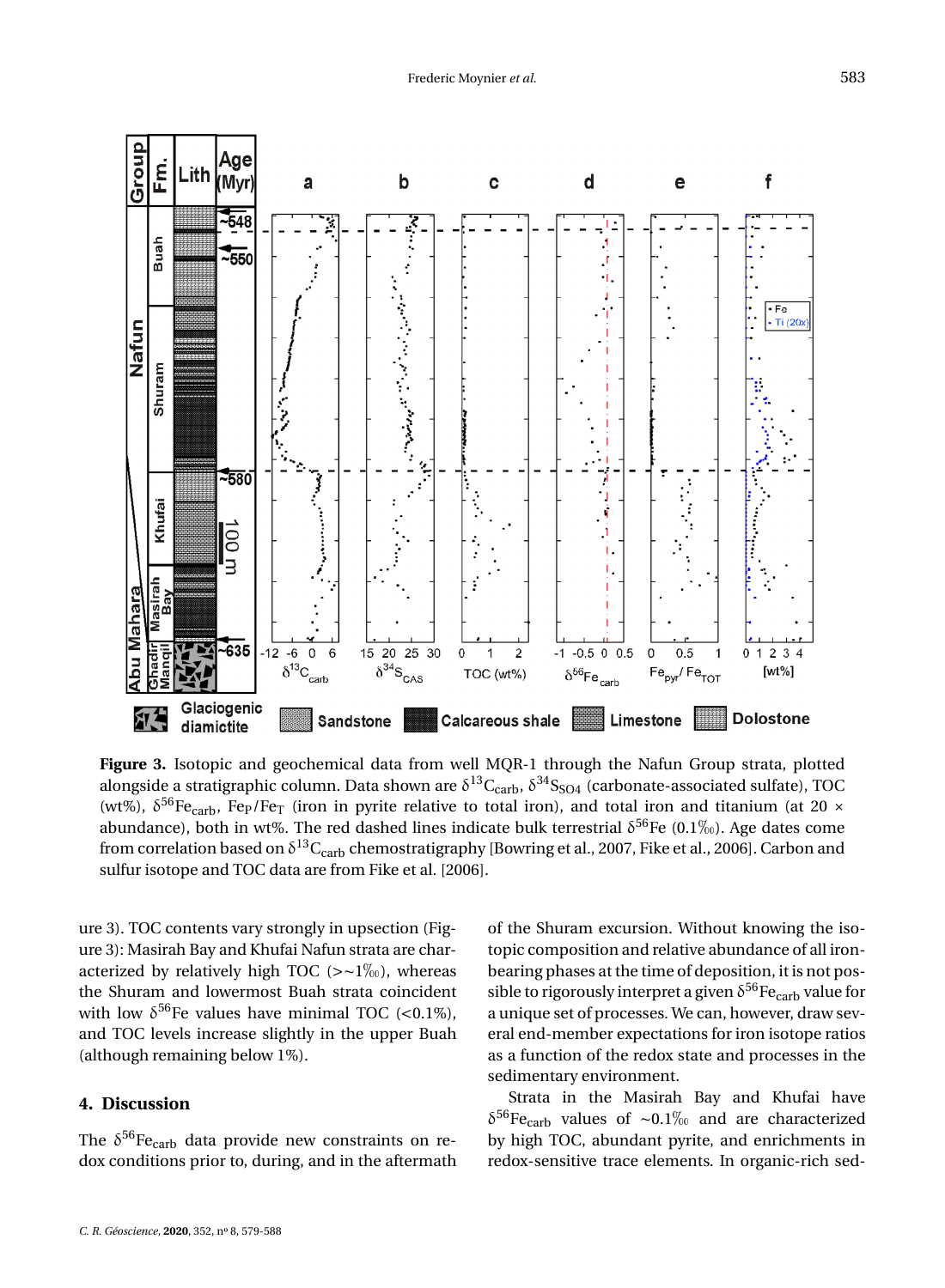**Figure 3.** Isotopic and geochemical data from well MQR-1 through the Nafun Group strata, plotted alongside a stratigraphic column. Data shown are $\delta^{13}C_{carb}$, $\delta^{34}S_{SO4}$ (carbonate-associated sulfate), TOC (wt%), $\delta^{56}Fe_{carb}$, $Fe_P/Fe_T$ (iron in pyrite relative to total iron), and total iron and titanium (at 20 × abundance), both in wt%. The red dashed lines indicate bulk terrestrial $\delta^{56}Fe$ (0.1‰). Age dates come from correlation based on $\delta^{13}C_{carb}$ chemostratigraphy [Bowring et al., 2007, Fike et al., 2006]. Carbon and sulfur isotope and TOC data are from Fike et al. [2006].

ure 3). TOC contents vary strongly in upsection (Figure 3): Masirah Bay and Khufai Nafun strata are characterized by relatively high TOC (>~1‰), whereas the Shuram and lowermost Buah strata coincident with low $\delta^{56}Fe$ values have minimal TOC (<0.1%), and TOC levels increase slightly in the upper Buah (although remaining below 1%).

## 4. Discussion

The $\delta^{56}Fe_{carb}$ data provide new constraints on redox conditions prior to, during, and in the aftermath of the Shuram excursion. Without knowing the isotopic composition and relative abundance of all iron-bearing phases at the time of deposition, it is not possible to rigorously interpret a given $\delta^{56}Fe_{carb}$ value for a unique set of processes. We can, however, draw several end-member expectations for iron isotope ratios as a function of the redox state and processes in the sedimentary environment.

Strata in the Masirah Bay and Khufai have $\delta^{56}Fe_{carb}$ values of ~0.1‰ and are characterized by high TOC, abundant pyrite, and enrichments in redox-sensitive trace elements. In organic-rich sed-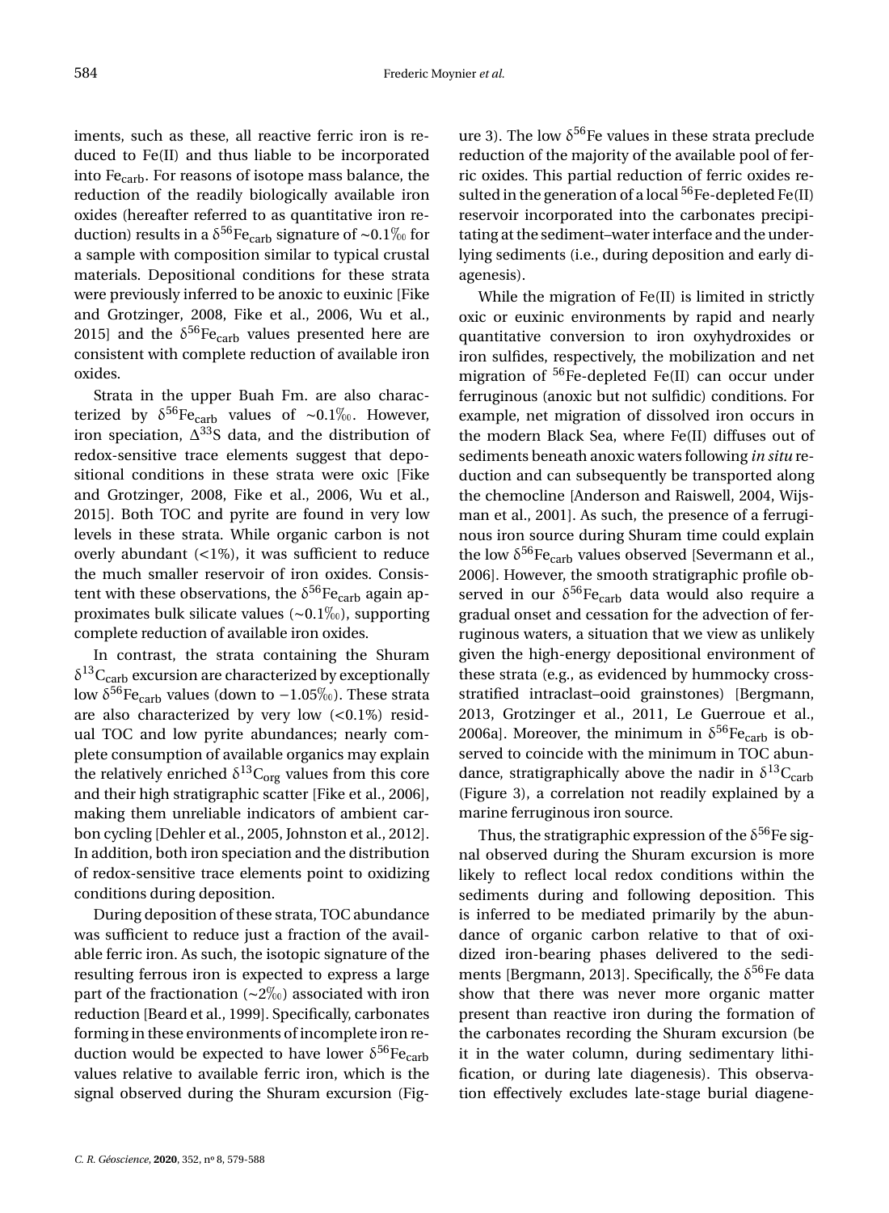iments, such as these, all reactive ferric iron is reduced to Fe(II) and thus liable to be incorporated into $Fe_{carb}$. For reasons of isotope mass balance, the reduction of the readily biologically available iron oxides (hereafter referred to as quantitative iron reduction) results in a $\delta^{56}Fe_{carb}$ signature of ~0.1‰ for a sample with composition similar to typical crustal materials. Depositional conditions for these strata were previously inferred to be anoxic to euxinic [Fike and Grotzinger, 2008, Fike et al., 2006, Wu et al., 2015] and the $\delta^{56}Fe_{carb}$ values presented here are consistent with complete reduction of available iron oxides.

Strata in the upper Buah Fm. are also characterized by $\delta^{56}Fe_{carb}$ values of ~0.1‰. However, iron speciation, $\Delta^{33}S$ data, and the distribution of redox-sensitive trace elements suggest that depositional conditions in these strata were oxic [Fike and Grotzinger, 2008, Fike et al., 2006, Wu et al., 2015]. Both TOC and pyrite are found in very low levels in these strata. While organic carbon is not overly abundant (<1%), it was sufficient to reduce the much smaller reservoir of iron oxides. Consistent with these observations, the $\delta^{56}Fe_{carb}$ again approximates bulk silicate values (~0.1‰), supporting complete reduction of available iron oxides.

In contrast, the strata containing the Shuram $\delta^{13}C_{carb}$ excursion are characterized by exceptionally low $\delta^{56}Fe_{carb}$ values (down to −1.05‰). These strata are also characterized by very low (<0.1%) residual TOC and low pyrite abundances; nearly complete consumption of available organics may explain the relatively enriched $\delta^{13}C_{org}$ values from this core and their high stratigraphic scatter [Fike et al., 2006], making them unreliable indicators of ambient carbon cycling [Dehler et al., 2005, Johnston et al., 2012]. In addition, both iron speciation and the distribution of redox-sensitive trace elements point to oxidizing conditions during deposition.

During deposition of these strata, TOC abundance was sufficient to reduce just a fraction of the available ferric iron. As such, the isotopic signature of the resulting ferrous iron is expected to express a large part of the fractionation (~2‰) associated with iron reduction [Beard et al., 1999]. Specifically, carbonates forming in these environments of incomplete iron reduction would be expected to have lower $\delta^{56}Fe_{carb}$ values relative to available ferric iron, which is the signal observed during the Shuram excursion (Figure 3). The low $\delta^{56}Fe$ values in these strata preclude reduction of the majority of the available pool of ferric oxides. This partial reduction of ferric oxides resulted in the generation of a local $^{56}Fe$-depleted Fe(II) reservoir incorporated into the carbonates precipitating at the sediment–water interface and the underlying sediments (i.e., during deposition and early diagenesis).

While the migration of Fe(II) is limited in strictly oxic or euxinic environments by rapid and nearly quantitative conversion to iron oxyhydroxides or iron sulfides, respectively, the mobilization and net migration of $^{56}Fe$-depleted Fe(II) can occur under ferruginous (anoxic but not sulfidic) conditions. For example, net migration of dissolved iron occurs in the modern Black Sea, where Fe(II) diffuses out of sediments beneath anoxic waters following *in situ* reduction and can subsequently be transported along the chemocline [Anderson and Raiswell, 2004, Wijsman et al., 2001]. As such, the presence of a ferruginous iron source during Shuram time could explain the low $\delta^{56}Fe_{carb}$ values observed [Severmann et al., 2006]. However, the smooth stratigraphic profile observed in our $\delta^{56}Fe_{carb}$ data would also require a gradual onset and cessation for the advection of ferruginous waters, a situation that we view as unlikely given the high-energy depositional environment of these strata (e.g., as evidenced by hummocky cross-stratified intraclast–ooid grainstones) [Bergmann, 2013, Grotzinger et al., 2011, Le Guerroue et al., 2006a]. Moreover, the minimum in $\delta^{56}Fe_{carb}$ is observed to coincide with the minimum in TOC abundance, stratigraphically above the nadir in $\delta^{13}C_{carb}$ (Figure 3), a correlation not readily explained by a marine ferruginous iron source.

Thus, the stratigraphic expression of the $\delta^{56}Fe$ signal observed during the Shuram excursion is more likely to reflect local redox conditions within the sediments during and following deposition. This is inferred to be mediated primarily by the abundance of organic carbon relative to that of oxidized iron-bearing phases delivered to the sediments [Bergmann, 2013]. Specifically, the $\delta^{56}Fe$ data show that there was never more organic matter present than reactive iron during the formation of the carbonates recording the Shuram excursion (be it in the water column, during sedimentary lithification, or during late diagenesis). This observation effectively excludes late-stage burial diagene-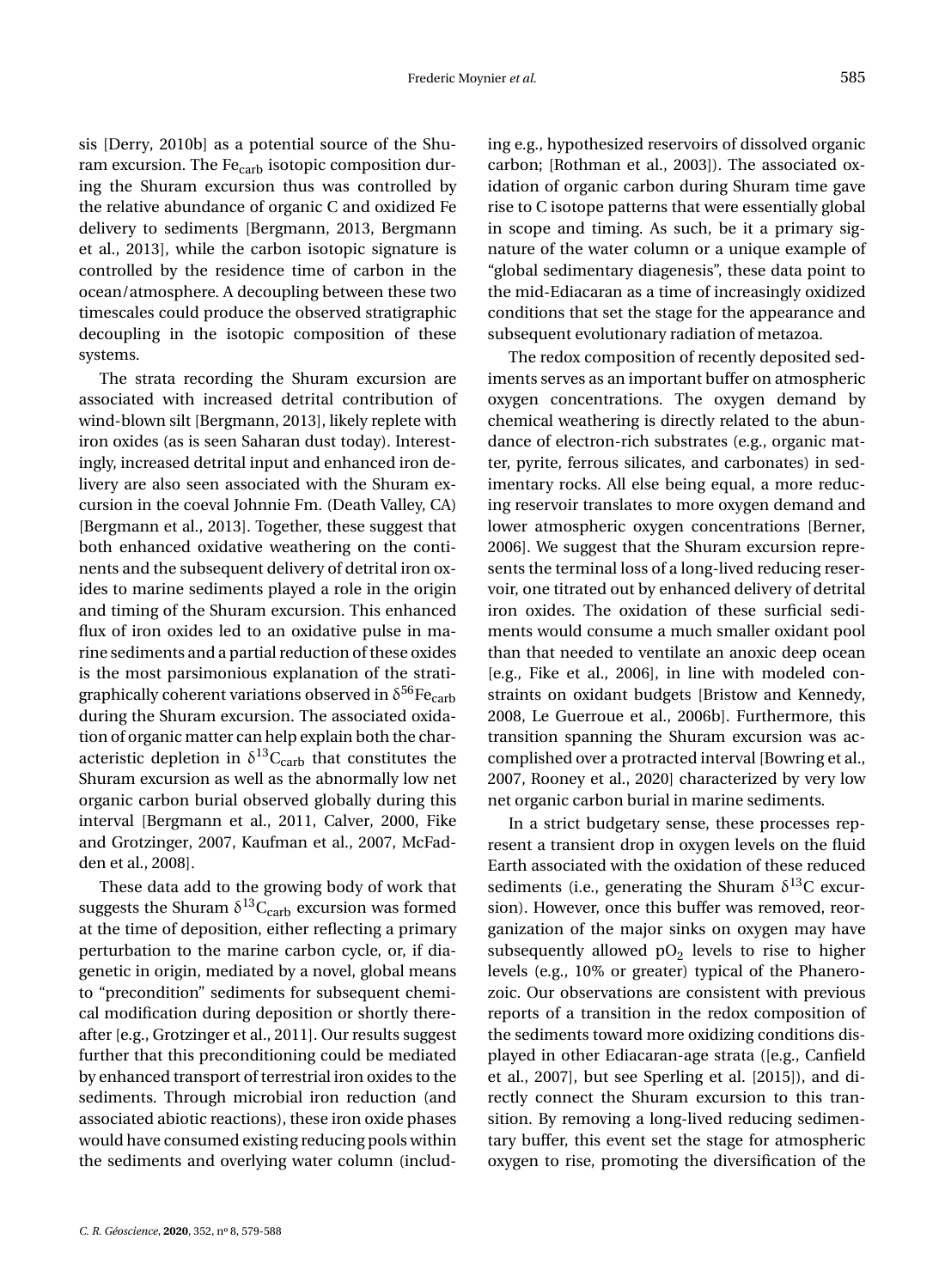sis [Derry, 2010b] as a potential source of the Shuram excursion. The $Fe_{carb}$ isotopic composition during the Shuram excursion thus was controlled by the relative abundance of organic C and oxidized Fe delivery to sediments [Bergmann, 2013, Bergmann et al., 2013], while the carbon isotopic signature is controlled by the residence time of carbon in the ocean/atmosphere. A decoupling between these two timescales could produce the observed stratigraphic decoupling in the isotopic composition of these systems.

The strata recording the Shuram excursion are associated with increased detrital contribution of wind-blown silt [Bergmann, 2013], likely replete with iron oxides (as is seen Saharan dust today). Interestingly, increased detrital input and enhanced iron delivery are also seen associated with the Shuram excursion in the coeval Johnnie Fm. (Death Valley, CA) [Bergmann et al., 2013]. Together, these suggest that both enhanced oxidative weathering on the continents and the subsequent delivery of detrital iron oxides to marine sediments played a role in the origin and timing of the Shuram excursion. This enhanced flux of iron oxides led to an oxidative pulse in marine sediments and a partial reduction of these oxides is the most parsimonious explanation of the stratigraphically coherent variations observed in $\delta^{56}Fe_{carb}$ during the Shuram excursion. The associated oxidation of organic matter can help explain both the characteristic depletion in $\delta^{13}C_{carb}$ that constitutes the Shuram excursion as well as the abnormally low net organic carbon burial observed globally during this interval [Bergmann et al., 2011, Calver, 2000, Fike and Grotzinger, 2007, Kaufman et al., 2007, McFadden et al., 2008].

These data add to the growing body of work that suggests the Shuram $\delta^{13}C_{carb}$ excursion was formed at the time of deposition, either reflecting a primary perturbation to the marine carbon cycle, or, if diagenetic in origin, mediated by a novel, global means to "precondition" sediments for subsequent chemical modification during deposition or shortly thereafter [e.g., Grotzinger et al., 2011]. Our results suggest further that this preconditioning could be mediated by enhanced transport of terrestrial iron oxides to the sediments. Through microbial iron reduction (and associated abiotic reactions), these iron oxide phases would have consumed existing reducing pools within the sediments and overlying water column (including e.g., hypothesized reservoirs of dissolved organic carbon; [Rothman et al., 2003]). The associated oxidation of organic carbon during Shuram time gave rise to C isotope patterns that were essentially global in scope and timing. As such, be it a primary signature of the water column or a unique example of "global sedimentary diagenesis", these data point to the mid-Ediacaran as a time of increasingly oxidized conditions that set the stage for the appearance and subsequent evolutionary radiation of metazoa.

The redox composition of recently deposited sediments serves as an important buffer on atmospheric oxygen concentrations. The oxygen demand by chemical weathering is directly related to the abundance of electron-rich substrates (e.g., organic matter, pyrite, ferrous silicates, and carbonates) in sedimentary rocks. All else being equal, a more reducing reservoir translates to more oxygen demand and lower atmospheric oxygen concentrations [Berner, 2006]. We suggest that the Shuram excursion represents the terminal loss of a long-lived reducing reservoir, one titrated out by enhanced delivery of detrital iron oxides. The oxidation of these surficial sediments would consume a much smaller oxidant pool than that needed to ventilate an anoxic deep ocean [e.g., Fike et al., 2006], in line with modeled constraints on oxidant budgets [Bristow and Kennedy, 2008, Le Guerroue et al., 2006b]. Furthermore, this transition spanning the Shuram excursion was accomplished over a protracted interval [Bowring et al., 2007, Rooney et al., 2020] characterized by very low net organic carbon burial in marine sediments.

In a strict budgetary sense, these processes represent a transient drop in oxygen levels on the fluid Earth associated with the oxidation of these reduced sediments (i.e., generating the Shuram $\delta^{13}C$ excursion). However, once this buffer was removed, reorganization of the major sinks on oxygen may have subsequently allowed $pO_2$ levels to rise to higher levels (e.g., 10% or greater) typical of the Phanerozoic. Our observations are consistent with previous reports of a transition in the redox composition of the sediments toward more oxidizing conditions displayed in other Ediacaran-age strata ([e.g., Canfield et al., 2007], but see Sperling et al. [2015]), and directly connect the Shuram excursion to this transition. By removing a long-lived reducing sedimentary buffer, this event set the stage for atmospheric oxygen to rise, promoting the diversification of the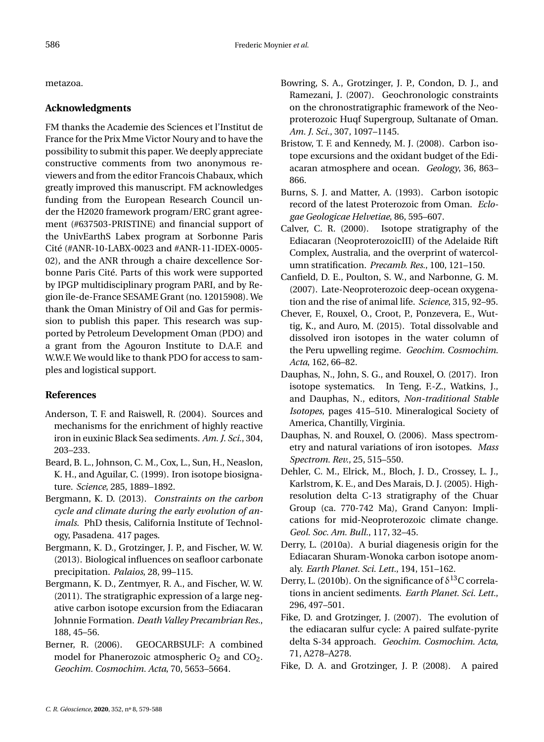metazoa.

## Acknowledgments

FM thanks the Academie des Sciences et l'Institut de France for the Prix Mme Victor Noury and to have the possibility to submit this paper. We deeply appreciate constructive comments from two anonymous reviewers and from the editor Francois Chabaux, which greatly improved this manuscript. FM acknowledges funding from the European Research Council under the H2020 framework program/ERC grant agreement (#637503-PRISTINE) and financial support of the UnivEarthS Labex program at Sorbonne Paris Cité (#ANR-10-LABX-0023 and #ANR-11-IDEX-0005-02), and the ANR through a chaire dexcellence Sorbonne Paris Cité. Parts of this work were supported by IPGP multidisciplinary program PARI, and by Region île-de-France SESAME Grant (no. 12015908). We thank the Oman Ministry of Oil and Gas for permission to publish this paper. This research was supported by Petroleum Development Oman (PDO) and a grant from the Agouron Institute to D.A.F. and W.W.F. We would like to thank PDO for access to samples and logistical support.

## References

Anderson, T. F. and Raiswell, R. (2004). Sources and mechanisms for the enrichment of highly reactive iron in euxinic Black Sea sediments. *Am. J. Sci.*, 304, 203–233.

Beard, B. L., Johnson, C. M., Cox, L., Sun, H., Neaslon, K. H., and Aguilar, C. (1999). Iron isotope biosignature. *Science*, 285, 1889–1892.

Bergmann, K. D. (2013). *Constraints on the carbon cycle and climate during the early evolution of animals*. PhD thesis, California Institute of Technology, Pasadena. 417 pages.

Bergmann, K. D., Grotzinger, J. P., and Fischer, W. W. (2013). Biological influences on seafloor carbonate precipitation. *Palaios*, 28, 99–115.

Bergmann, K. D., Zentmyer, R. A., and Fischer, W. W. (2011). The stratigraphic expression of a large negative carbon isotope excursion from the Ediacaran Johnnie Formation. *Death Valley Precambrian Res.*, 188, 45–56.

Berner, R. (2006). GEOCARBSULF: A combined model for Phanerozoic atmospheric $O_2$ and $CO_2$. *Geochim. Cosmochim. Acta*, 70, 5653–5664.

Bowring, S. A., Grotzinger, J. P., Condon, D. J., and Ramezani, J. (2007). Geochronologic constraints on the chronostratigraphic framework of the Neoproterozoic Huqf Supergroup, Sultanate of Oman. *Am. J. Sci.*, 307, 1097–1145.

Bristow, T. F. and Kennedy, M. J. (2008). Carbon isotope excursions and the oxidant budget of the Ediacaran atmosphere and ocean. *Geology*, 36, 863–866.

Burns, S. J. and Matter, A. (1993). Carbon isotopic record of the latest Proterozoic from Oman. *Eclogae Geologicae Helvetiae*, 86, 595–607.

Calver, C. R. (2000). Isotope stratigraphy of the Ediacaran (NeoproterozoicIII) of the Adelaide Rift Complex, Australia, and the overprint of watercolumn stratification. *Precamb. Res.*, 100, 121–150.

Canfield, D. E., Poulton, S. W., and Narbonne, G. M. (2007). Late-Neoproterozoic deep-ocean oxygenation and the rise of animal life. *Science*, 315, 92–95.

Chever, F., Rouxel, O., Croot, P., Ponzevera, E., Wuttig, K., and Auro, M. (2015). Total dissolvable and dissolved iron isotopes in the water column of the Peru upwelling regime. *Geochim. Cosmochim. Acta*, 162, 66–82.

Dauphas, N., John, S. G., and Rouxel, O. (2017). Iron isotope systematics. In Teng, F.-Z., Watkins, J., and Dauphas, N., editors, *Non-traditional Stable Isotopes*, pages 415–510. Mineralogical Society of America, Chantilly, Virginia.

Dauphas, N. and Rouxel, O. (2006). Mass spectrometry and natural variations of iron isotopes. *Mass Spectrom. Rev.*, 25, 515–550.

Dehler, C. M., Elrick, M., Bloch, J. D., Crossey, L. J., Karlstrom, K. E., and Des Marais, D. J. (2005). High-resolution delta C-13 stratigraphy of the Chuar Group (ca. 770-742 Ma), Grand Canyon: Implications for mid-Neoproterozoic climate change. *Geol. Soc. Am. Bull.*, 117, 32–45.

Derry, L. (2010a). A burial diagenesis origin for the Ediacaran Shuram-Wonoka carbon isotope anomaly. *Earth Planet. Sci. Lett.*, 194, 151–162.

Derry, L. (2010b). On the significance of $\delta^{13}C$ correlations in ancient sediments. *Earth Planet. Sci. Lett.*, 296, 497–501.

Fike, D. and Grotzinger, J. (2007). The evolution of the ediacaran sulfur cycle: A paired sulfate-pyrite delta S-34 approach. *Geochim. Cosmochim. Acta*, 71, A278–A278.

Fike, D. A. and Grotzinger, J. P. (2008). A paired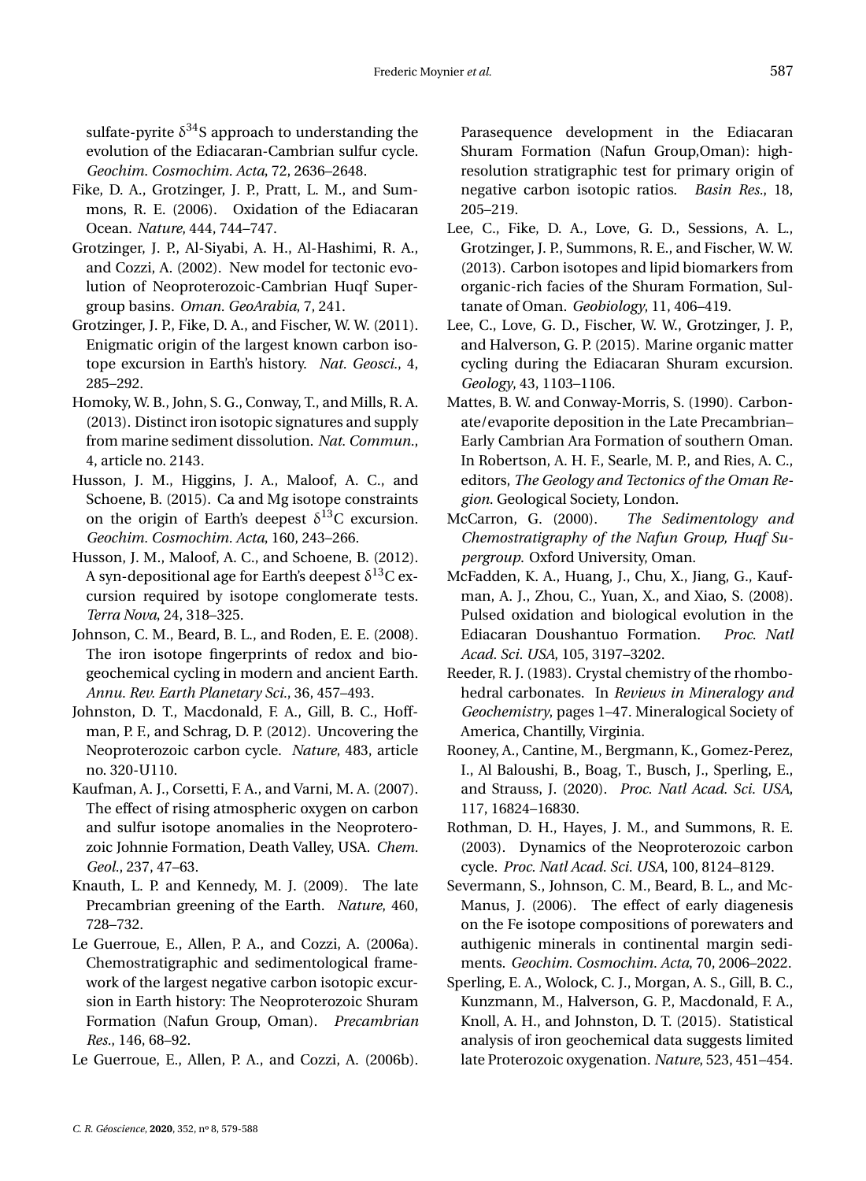sulfate-pyrite $\delta^{34}S$ approach to understanding the evolution of the Ediacaran-Cambrian sulfur cycle. *Geochim. Cosmochim. Acta*, 72, 2636–2648.

Fike, D. A., Grotzinger, J. P., Pratt, L. M., and Summons, R. E. (2006). Oxidation of the Ediacaran Ocean. *Nature*, 444, 744–747.

Grotzinger, J. P., Al-Siyabi, A. H., Al-Hashimi, R. A., and Cozzi, A. (2002). New model for tectonic evolution of Neoproterozoic-Cambrian Huqf Supergroup basins. *Oman. GeoArabia*, 7, 241.

Grotzinger, J. P., Fike, D. A., and Fischer, W. W. (2011). Enigmatic origin of the largest known carbon isotope excursion in Earth's history. *Nat. Geosci.*, 4, 285–292.

Homoky, W. B., John, S. G., Conway, T., and Mills, R. A. (2013). Distinct iron isotopic signatures and supply from marine sediment dissolution. *Nat. Commun.*, 4, article no. 2143.

Husson, J. M., Higgins, J. A., Maloof, A. C., and Schoene, B. (2015). Ca and Mg isotope constraints on the origin of Earth's deepest $\delta^{13}C$ excursion. *Geochim. Cosmochim. Acta*, 160, 243–266.

Husson, J. M., Maloof, A. C., and Schoene, B. (2012). A syn-depositional age for Earth's deepest $\delta^{13}C$ excursion required by isotope conglomerate tests. *Terra Nova*, 24, 318–325.

Johnson, C. M., Beard, B. L., and Roden, E. E. (2008). The iron isotope fingerprints of redox and biogeochemical cycling in modern and ancient Earth. *Annu. Rev. Earth Planetary Sci.*, 36, 457–493.

Johnston, D. T., Macdonald, F. A., Gill, B. C., Hoffman, P. F., and Schrag, D. P. (2012). Uncovering the Neoproterozoic carbon cycle. *Nature*, 483, article no. 320-U110.

Kaufman, A. J., Corsetti, F. A., and Varni, M. A. (2007). The effect of rising atmospheric oxygen on carbon and sulfur isotope anomalies in the Neoproterozoic Johnnie Formation, Death Valley, USA. *Chem. Geol.*, 237, 47–63.

Knauth, L. P. and Kennedy, M. J. (2009). The late Precambrian greening of the Earth. *Nature*, 460, 728–732.

Le Guerroue, E., Allen, P. A., and Cozzi, A. (2006a). Chemostratigraphic and sedimentological framework of the largest negative carbon isotopic excursion in Earth history: The Neoproterozoic Shuram Formation (Nafun Group, Oman). *Precambrian Res.*, 146, 68–92.

Le Guerroue, E., Allen, P. A., and Cozzi, A. (2006b). Parasequence development in the Ediacaran Shuram Formation (Nafun Group,Oman): high-resolution stratigraphic test for primary origin of negative carbon isotopic ratios. *Basin Res.*, 18, 205–219.

Lee, C., Fike, D. A., Love, G. D., Sessions, A. L., Grotzinger, J. P., Summons, R. E., and Fischer, W. W. (2013). Carbon isotopes and lipid biomarkers from organic-rich facies of the Shuram Formation, Sultanate of Oman. *Geobiology*, 11, 406–419.

Lee, C., Love, G. D., Fischer, W. W., Grotzinger, J. P., and Halverson, G. P. (2015). Marine organic matter cycling during the Ediacaran Shuram excursion. *Geology*, 43, 1103–1106.

Mattes, B. W. and Conway-Morris, S. (1990). Carbonate/evaporite deposition in the Late Precambrian–Early Cambrian Ara Formation of southern Oman. In Robertson, A. H. F., Searle, M. P., and Ries, A. C., editors, *The Geology and Tectonics of the Oman Region*. Geological Society, London.

McCarron, G. (2000). *The Sedimentology and Chemostratigraphy of the Nafun Group, Huqf Supergroup*. Oxford University, Oman.

McFadden, K. A., Huang, J., Chu, X., Jiang, G., Kaufman, A. J., Zhou, C., Yuan, X., and Xiao, S. (2008). Pulsed oxidation and biological evolution in the Ediacaran Doushantuo Formation. *Proc. Natl Acad. Sci. USA*, 105, 3197–3202.

Reeder, R. J. (1983). Crystal chemistry of the rhombohedral carbonates. In *Reviews in Mineralogy and Geochemistry*, pages 1–47. Mineralogical Society of America, Chantilly, Virginia.

Rooney, A., Cantine, M., Bergmann, K., Gomez-Perez, I., Al Baloushi, B., Boag, T., Busch, J., Sperling, E., and Strauss, J. (2020). *Proc. Natl Acad. Sci. USA*, 117, 16824–16830.

Rothman, D. H., Hayes, J. M., and Summons, R. E. (2003). Dynamics of the Neoproterozoic carbon cycle. *Proc. Natl Acad. Sci. USA*, 100, 8124–8129.

Severmann, S., Johnson, C. M., Beard, B. L., and McManus, J. (2006). The effect of early diagenesis on the Fe isotope compositions of porewaters and authigenic minerals in continental margin sediments. *Geochim. Cosmochim. Acta*, 70, 2006–2022.

Sperling, E. A., Wolock, C. J., Morgan, A. S., Gill, B. C., Kunzmann, M., Halverson, G. P., Macdonald, F. A., Knoll, A. H., and Johnston, D. T. (2015). Statistical analysis of iron geochemical data suggests limited late Proterozoic oxygenation. *Nature*, 523, 451–454.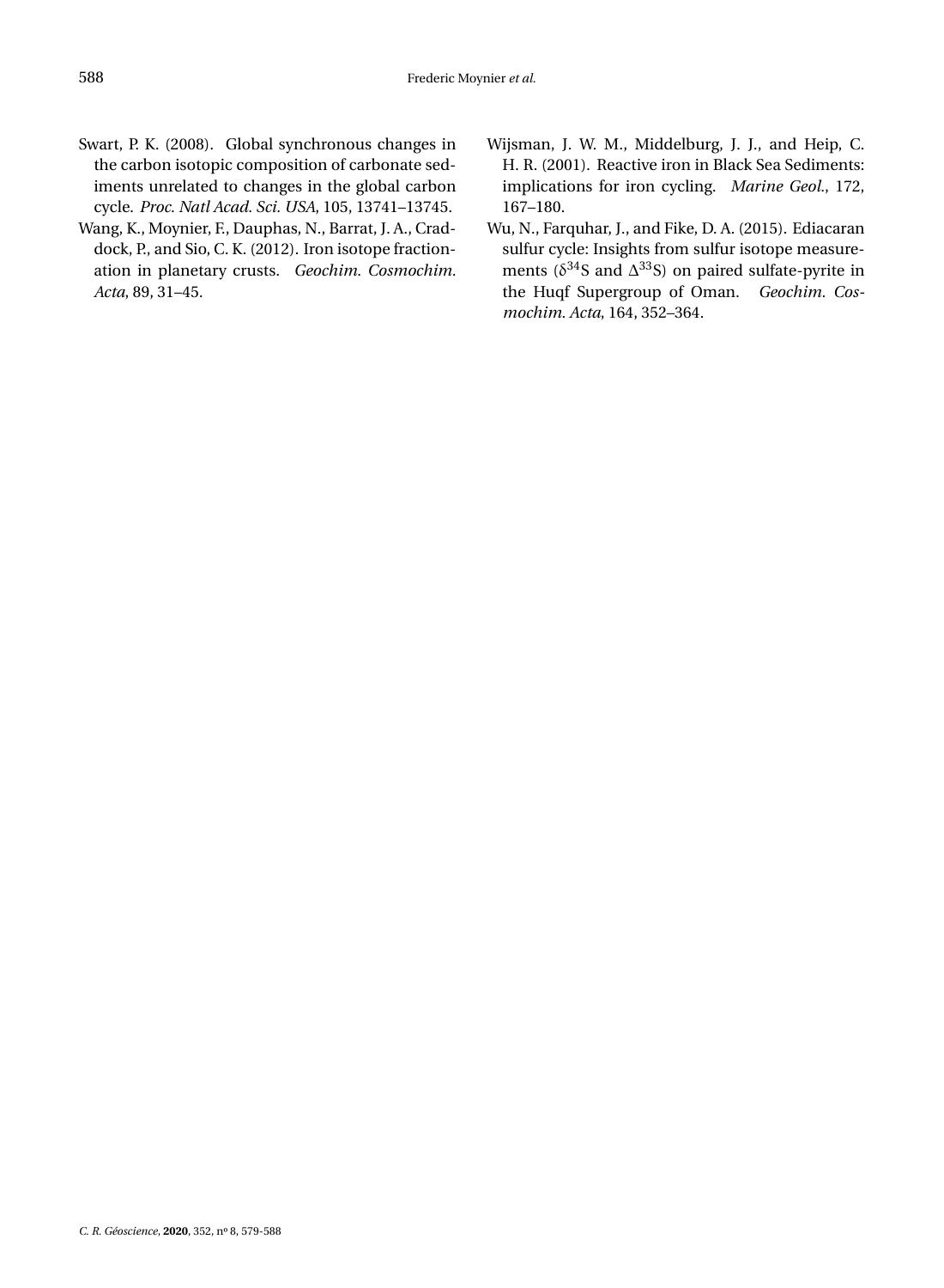Swart, P. K. (2008). Global synchronous changes in the carbon isotopic composition of carbonate sediments unrelated to changes in the global carbon cycle. *Proc. Natl Acad. Sci. USA*, 105, 13741–13745.

Wang, K., Moynier, F., Dauphas, N., Barrat, J. A., Craddock, P., and Sio, C. K. (2012). Iron isotope fractionation in planetary crusts. *Geochim. Cosmochim. Acta*, 89, 31–45.

Wijsman, J. W. M., Middelburg, J. J., and Heip, C. H. R. (2001). Reactive iron in Black Sea Sediments: implications for iron cycling. *Marine Geol.*, 172, 167–180.

Wu, N., Farquhar, J., and Fike, D. A. (2015). Ediacaran sulfur cycle: Insights from sulfur isotope measurements ($\delta^{34}$S and $\Delta^{33}$S) on paired sulfate-pyrite in the Huqf Supergroup of Oman. *Geochim. Cosmochim. Acta*, 164, 352–364.